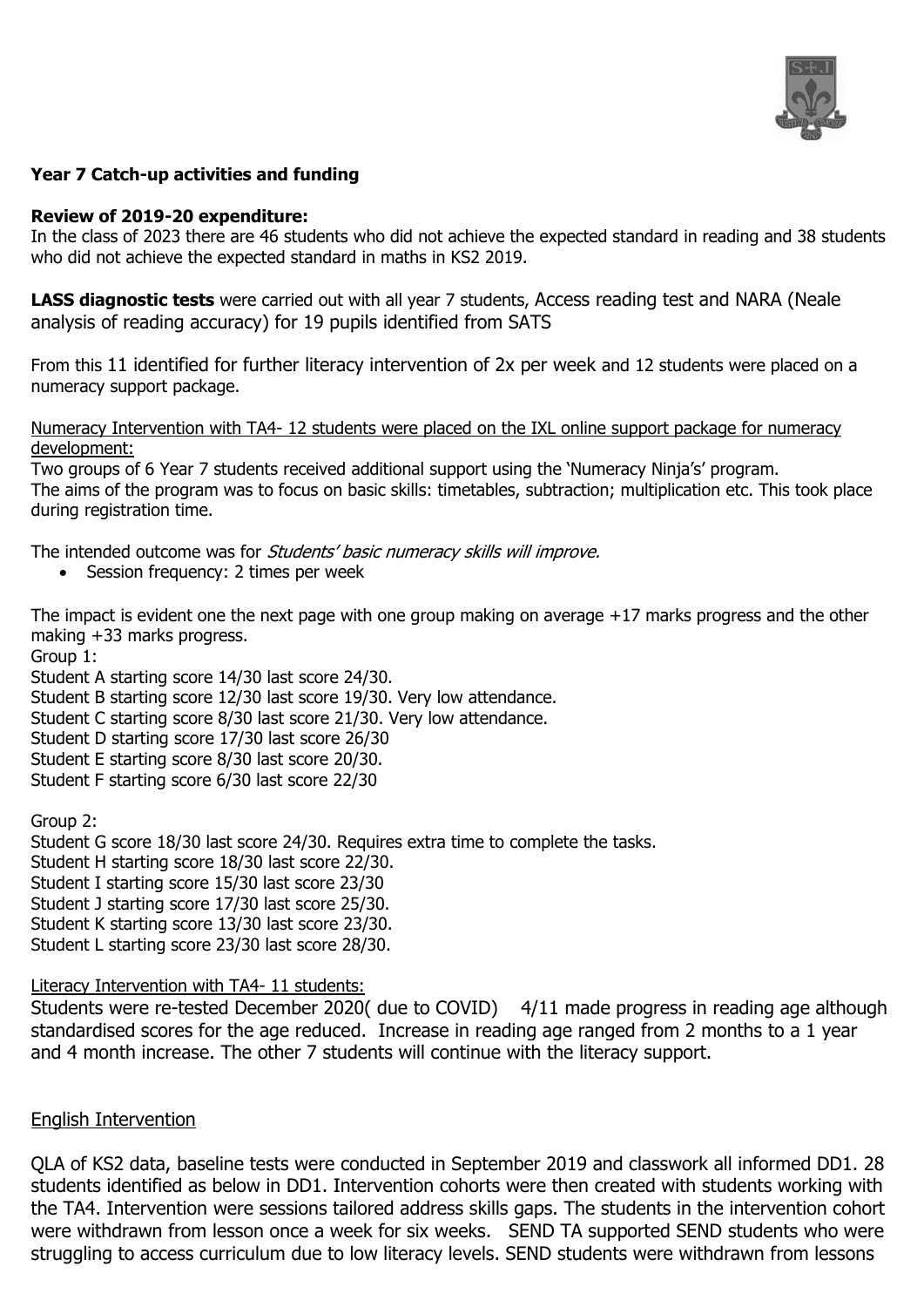**Year 7 Catch-up activities and funding**

**Review of 2019-20 expenditure:**
In the class of 2023 there are 46 students who did not achieve the expected standard in reading and 38 students who did not achieve the expected standard in maths in KS2 2019.

**LASS diagnostic tests** were carried out with all year 7 students, Access reading test and NARA (Neale analysis of reading accuracy) for 19 pupils identified from SATS

From this 11 identified for further literacy intervention of 2x per week and 12 students were placed on a numeracy support package.

Numeracy Intervention with TA4- 12 students were placed on the IXL online support package for numeracy development:

Two groups of 6 Year 7 students received additional support using the 'Numeracy Ninja's' program.
The aims of the program was to focus on basic skills: timetables, subtraction; multiplication etc. This took place during registration time.

The intended outcome was for *Students' basic numeracy skills will improve.*

- Session frequency: 2 times per week

The impact is evident one the next page with one group making on average +17 marks progress and the other making +33 marks progress.

Group 1:
Student A starting score 14/30 last score 24/30.
Student B starting score 12/30 last score 19/30. Very low attendance.
Student C starting score 8/30 last score 21/30. Very low attendance.
Student D starting score 17/30 last score 26/30
Student E starting score 8/30 last score 20/30.
Student F starting score 6/30 last score 22/30

Group 2:
Student G score 18/30 last score 24/30. Requires extra time to complete the tasks.
Student H starting score 18/30 last score 22/30.
Student I starting score 15/30 last score 23/30
Student J starting score 17/30 last score 25/30.
Student K starting score 13/30 last score 23/30.
Student L starting score 23/30 last score 28/30.

Literacy Intervention with TA4- 11 students:

Students were re-tested December 2020( due to COVID) 4/11 made progress in reading age although standardised scores for the age reduced. Increase in reading age ranged from 2 months to a 1 year and 4 month increase. The other 7 students will continue with the literacy support.

English Intervention

QLA of KS2 data, baseline tests were conducted in September 2019 and classwork all informed DD1. 28 students identified as below in DD1. Intervention cohorts were then created with students working with the TA4. Intervention were sessions tailored address skills gaps. The students in the intervention cohort were withdrawn from lesson once a week for six weeks. SEND TA supported SEND students who were struggling to access curriculum due to low literacy levels. SEND students were withdrawn from lessons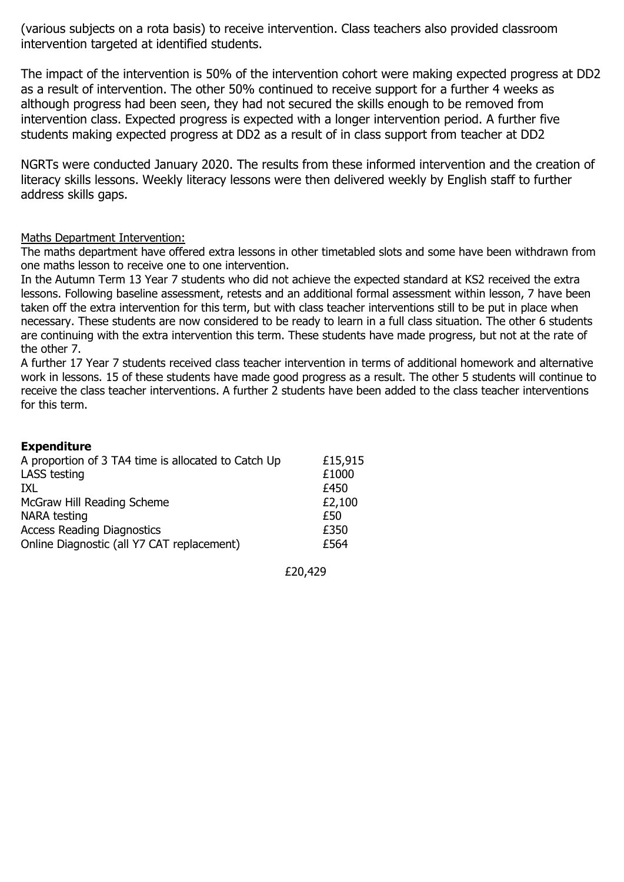(various subjects on a rota basis) to receive intervention. Class teachers also provided classroom intervention targeted at identified students.

The impact of the intervention is 50% of the intervention cohort were making expected progress at DD2 as a result of intervention. The other 50% continued to receive support for a further 4 weeks as although progress had been seen, they had not secured the skills enough to be removed from intervention class. Expected progress is expected with a longer intervention period. A further five students making expected progress at DD2 as a result of in class support from teacher at DD2

NGRTs were conducted January 2020. The results from these informed intervention and the creation of literacy skills lessons. Weekly literacy lessons were then delivered weekly by English staff to further address skills gaps.

Maths Department Intervention:

The maths department have offered extra lessons in other timetabled slots and some have been withdrawn from one maths lesson to receive one to one intervention.

In the Autumn Term 13 Year 7 students who did not achieve the expected standard at KS2 received the extra lessons. Following baseline assessment, retests and an additional formal assessment within lesson, 7 have been taken off the extra intervention for this term, but with class teacher interventions still to be put in place when necessary. These students are now considered to be ready to learn in a full class situation. The other 6 students are continuing with the extra intervention this term. These students have made progress, but not at the rate of the other 7.

A further 17 Year 7 students received class teacher intervention in terms of additional homework and alternative work in lessons. 15 of these students have made good progress as a result. The other 5 students will continue to receive the class teacher interventions. A further 2 students have been added to the class teacher interventions for this term.

**Expenditure**

| | |
|---|---|
| A proportion of 3 TA4 time is allocated to Catch Up | £15,915 |
| LASS testing | £1000 |
| IXL | £450 |
| McGraw Hill Reading Scheme | £2,100 |
| NARA testing | £50 |
| Access Reading Diagnostics | £350 |
| Online Diagnostic (all Y7 CAT replacement) | £564 |
| | £20,429 |